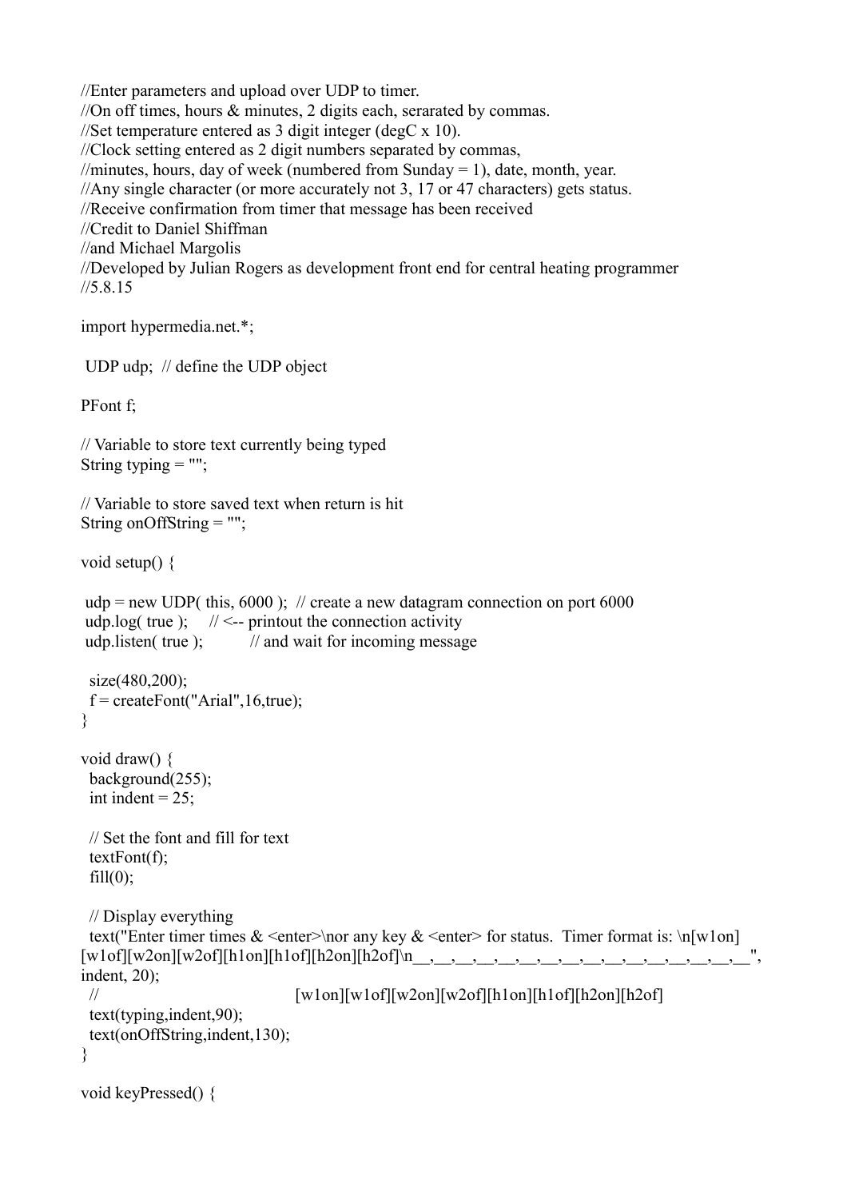```
//Enter parameters and upload over UDP to timer.
//On off times, hours & minutes, 2 digits each, serarated by commas.
//Set temperature entered as 3 digit integer (degC x 10).
//Clock setting entered as 2 digit numbers separated by commas,
//minutes, hours, day of week (numbered from Sunday = 1), date, month, year.
//Any single character (or more accurately not 3, 17 or 47 characters) gets status.
//Receive confirmation from timer that message has been received
//Credit to Daniel Shiffman
//and Michael Margolis
//Developed by Julian Rogers as development front end for central heating programmer
//5.8.15

import hypermedia.net.*;

 UDP udp;  // define the UDP object

PFont f;

// Variable to store text currently being typed
String typing = "";

// Variable to store saved text when return is hit
String onOffString = "";

void setup() {

 udp = new UDP( this, 6000 );  // create a new datagram connection on port 6000
 udp.log( true );     // <-- printout the connection activity
 udp.listen( true );          // and wait for incoming message

  size(480,200);
  f = createFont("Arial",16,true);
}

void draw() {
  background(255);
  int indent = 25;

  // Set the font and fill for text
  textFont(f);
  fill(0);

  // Display everything
  text("Enter timer times & <enter>\nor any key & <enter> for status.  Timer format is: \n[w1on]
[w1of][w2on][w2of][h1on][h1of][h2on][h2of]\n__,__,__,__,__,__,__,__,__,__,__,__,__,__,__,__",
indent, 20);
  //                                [w1on][w1of][w2on][w2of][h1on][h1of][h2on][h2of]
  text(typing,indent,90);
  text(onOffString,indent,130);
}

void keyPressed() {
```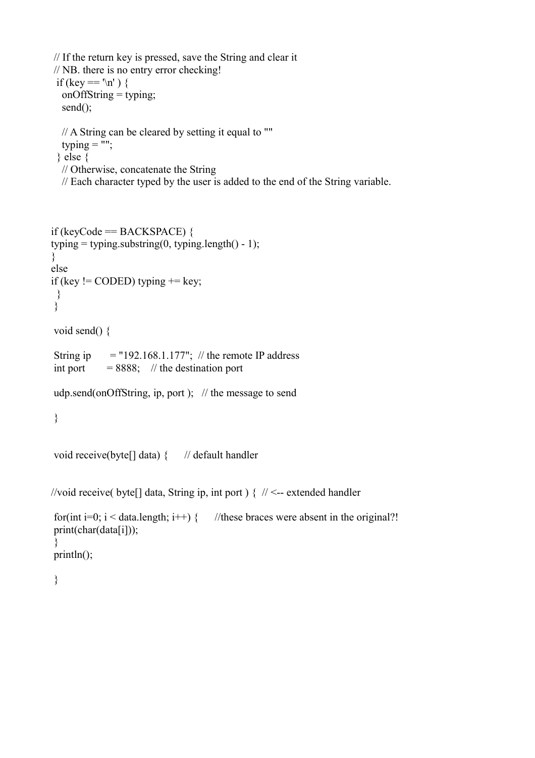```
 // If the return key is pressed, save the String and clear it
 // NB. there is no entry error checking!
  if (key == '\n' ) {
    onOffString = typing;
    send();

    // A String can be cleared by setting it equal to ""
    typing = "";
  } else {
    // Otherwise, concatenate the String
    // Each character typed by the user is added to the end of the String variable.



if (keyCode == BACKSPACE) {
typing = typing.substring(0, typing.length() - 1);
}
else
if (key != CODED) typing += key;
  }
 }

 void send() {

 String ip       = "192.168.1.177";  // the remote IP address
 int port        = 8888;    // the destination port

 udp.send(onOffString, ip, port );   // the message to send

 }


 void receive(byte[] data) {      // default handler


//void receive( byte[] data, String ip, int port ) {  // <-- extended handler

 for(int i=0; i < data.length; i++) {      //these braces were absent in the original?!
 print(char(data[i]));
 }
 println();

 }
```